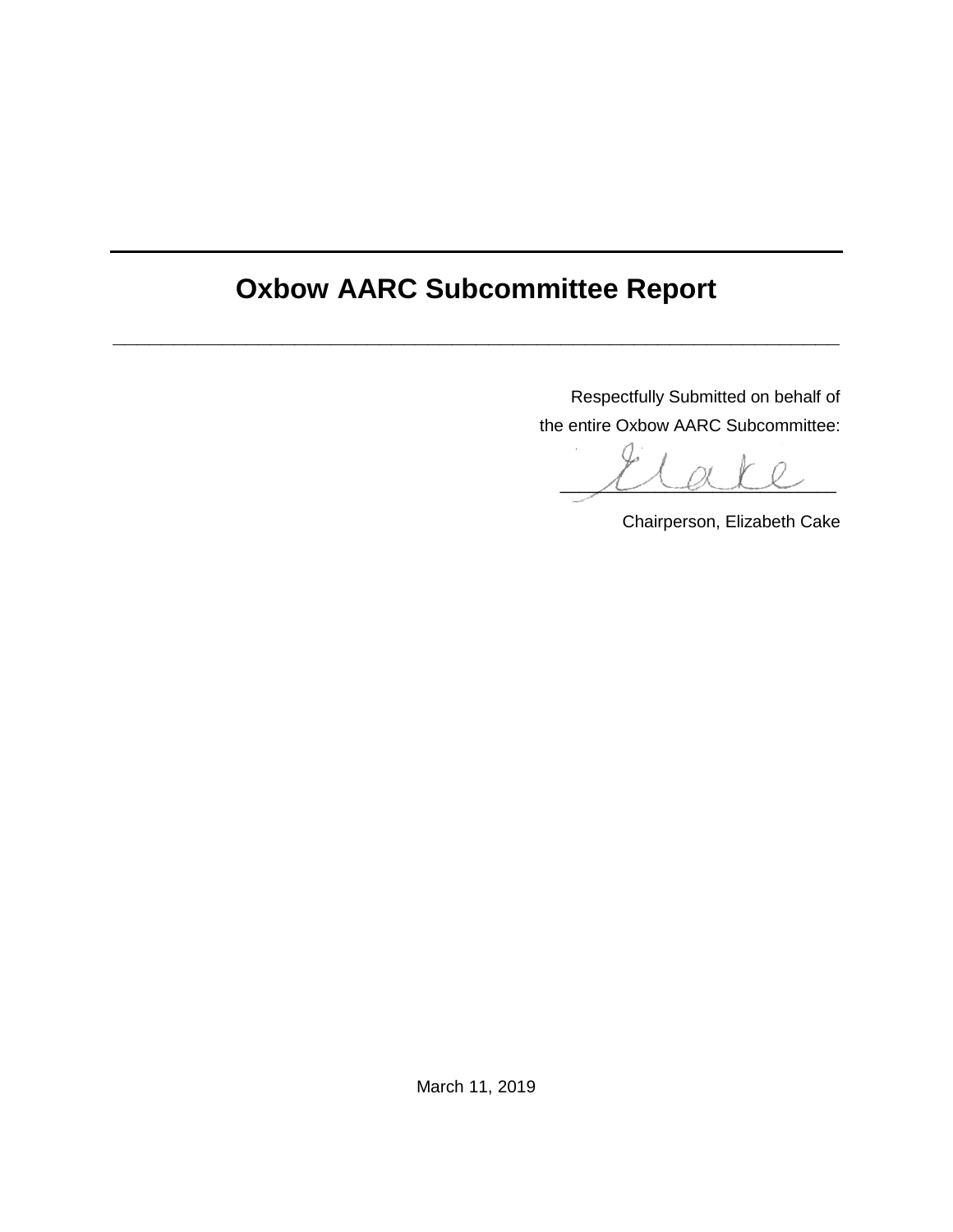# Oxbow AARC Subcommittee Report

Respectfully Submitted on behalf of
the entire Oxbow AARC Subcommittee:

E Cake

Chairperson, Elizabeth Cake

March 11, 2019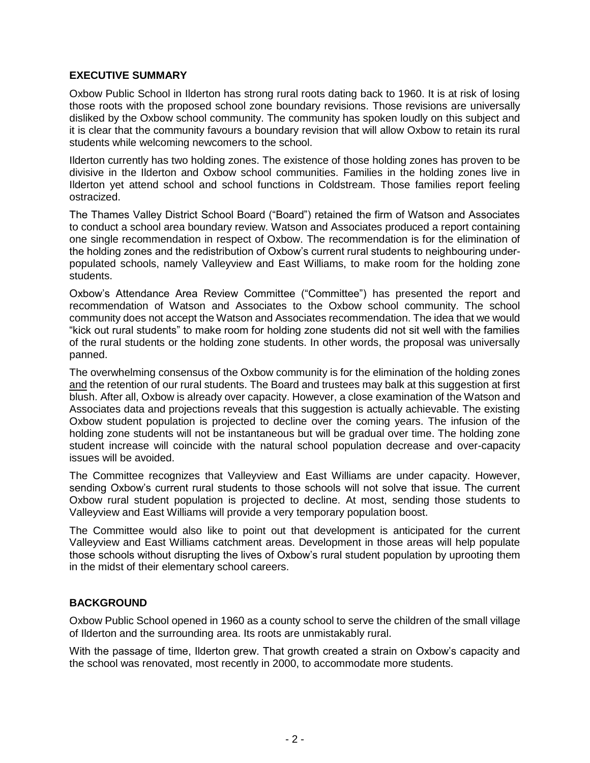## EXECUTIVE SUMMARY

Oxbow Public School in Ilderton has strong rural roots dating back to 1960. It is at risk of losing those roots with the proposed school zone boundary revisions. Those revisions are universally disliked by the Oxbow school community. The community has spoken loudly on this subject and it is clear that the community favours a boundary revision that will allow Oxbow to retain its rural students while welcoming newcomers to the school.

Ilderton currently has two holding zones. The existence of those holding zones has proven to be divisive in the Ilderton and Oxbow school communities. Families in the holding zones live in Ilderton yet attend school and school functions in Coldstream. Those families report feeling ostracized.

The Thames Valley District School Board ("Board") retained the firm of Watson and Associates to conduct a school area boundary review. Watson and Associates produced a report containing one single recommendation in respect of Oxbow. The recommendation is for the elimination of the holding zones and the redistribution of Oxbow's current rural students to neighbouring under-populated schools, namely Valleyview and East Williams, to make room for the holding zone students.

Oxbow's Attendance Area Review Committee ("Committee") has presented the report and recommendation of Watson and Associates to the Oxbow school community. The school community does not accept the Watson and Associates recommendation. The idea that we would "kick out rural students" to make room for holding zone students did not sit well with the families of the rural students or the holding zone students. In other words, the proposal was universally panned.

The overwhelming consensus of the Oxbow community is for the elimination of the holding zones and the retention of our rural students. The Board and trustees may balk at this suggestion at first blush. After all, Oxbow is already over capacity. However, a close examination of the Watson and Associates data and projections reveals that this suggestion is actually achievable. The existing Oxbow student population is projected to decline over the coming years. The infusion of the holding zone students will not be instantaneous but will be gradual over time. The holding zone student increase will coincide with the natural school population decrease and over-capacity issues will be avoided.

The Committee recognizes that Valleyview and East Williams are under capacity. However, sending Oxbow's current rural students to those schools will not solve that issue. The current Oxbow rural student population is projected to decline. At most, sending those students to Valleyview and East Williams will provide a very temporary population boost.

The Committee would also like to point out that development is anticipated for the current Valleyview and East Williams catchment areas. Development in those areas will help populate those schools without disrupting the lives of Oxbow's rural student population by uprooting them in the midst of their elementary school careers.

## BACKGROUND

Oxbow Public School opened in 1960 as a county school to serve the children of the small village of Ilderton and the surrounding area. Its roots are unmistakably rural.

With the passage of time, Ilderton grew. That growth created a strain on Oxbow's capacity and the school was renovated, most recently in 2000, to accommodate more students.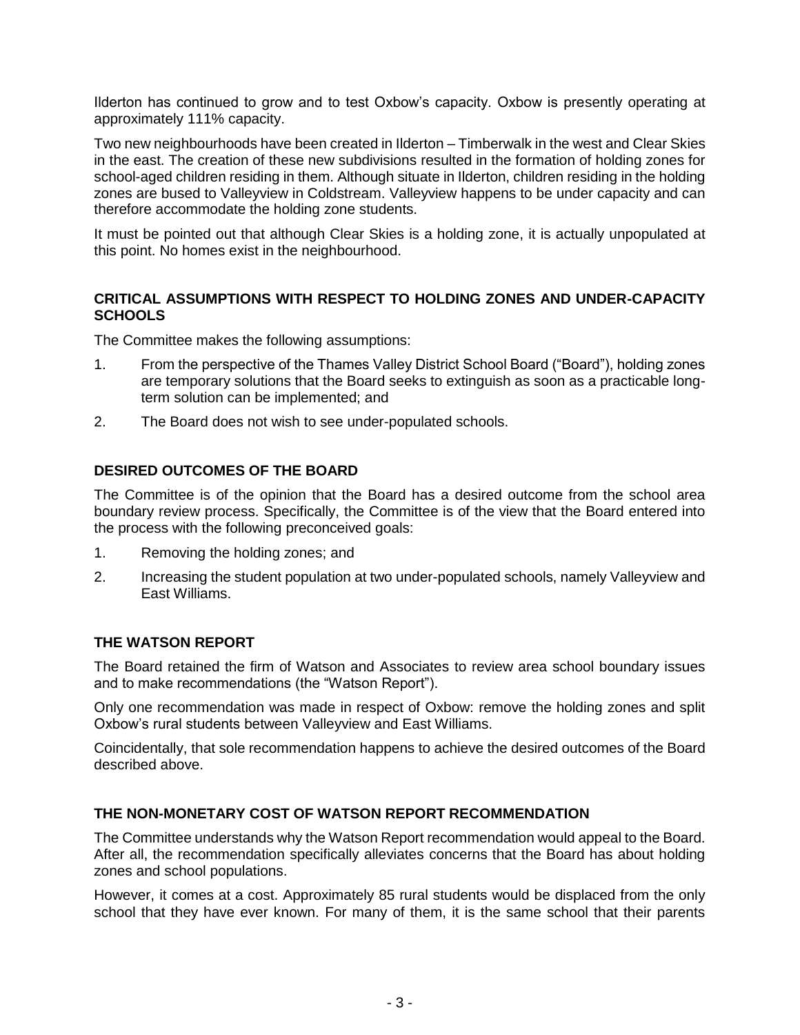Ilderton has continued to grow and to test Oxbow's capacity. Oxbow is presently operating at approximately 111% capacity.

Two new neighbourhoods have been created in Ilderton – Timberwalk in the west and Clear Skies in the east. The creation of these new subdivisions resulted in the formation of holding zones for school-aged children residing in them. Although situate in Ilderton, children residing in the holding zones are bused to Valleyview in Coldstream. Valleyview happens to be under capacity and can therefore accommodate the holding zone students.

It must be pointed out that although Clear Skies is a holding zone, it is actually unpopulated at this point. No homes exist in the neighbourhood.

## CRITICAL ASSUMPTIONS WITH RESPECT TO HOLDING ZONES AND UNDER-CAPACITY SCHOOLS

The Committee makes the following assumptions:

1. From the perspective of the Thames Valley District School Board ("Board"), holding zones are temporary solutions that the Board seeks to extinguish as soon as a practicable long-term solution can be implemented; and
2. The Board does not wish to see under-populated schools.

## DESIRED OUTCOMES OF THE BOARD

The Committee is of the opinion that the Board has a desired outcome from the school area boundary review process. Specifically, the Committee is of the view that the Board entered into the process with the following preconceived goals:

1. Removing the holding zones; and
2. Increasing the student population at two under-populated schools, namely Valleyview and East Williams.

## THE WATSON REPORT

The Board retained the firm of Watson and Associates to review area school boundary issues and to make recommendations (the "Watson Report").

Only one recommendation was made in respect of Oxbow: remove the holding zones and split Oxbow's rural students between Valleyview and East Williams.

Coincidentally, that sole recommendation happens to achieve the desired outcomes of the Board described above.

## THE NON-MONETARY COST OF WATSON REPORT RECOMMENDATION

The Committee understands why the Watson Report recommendation would appeal to the Board. After all, the recommendation specifically alleviates concerns that the Board has about holding zones and school populations.

However, it comes at a cost. Approximately 85 rural students would be displaced from the only school that they have ever known. For many of them, it is the same school that their parents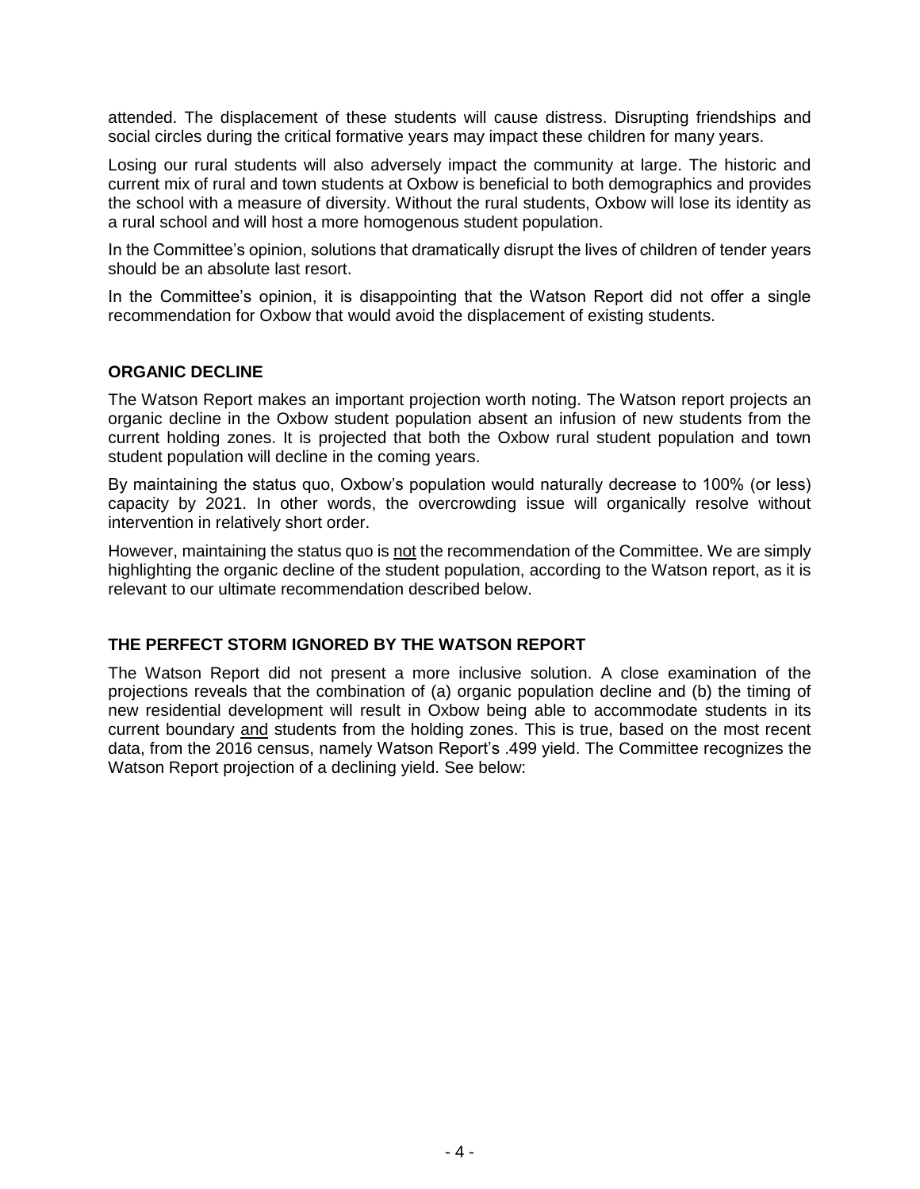attended. The displacement of these students will cause distress. Disrupting friendships and social circles during the critical formative years may impact these children for many years.

Losing our rural students will also adversely impact the community at large. The historic and current mix of rural and town students at Oxbow is beneficial to both demographics and provides the school with a measure of diversity. Without the rural students, Oxbow will lose its identity as a rural school and will host a more homogenous student population.

In the Committee's opinion, solutions that dramatically disrupt the lives of children of tender years should be an absolute last resort.

In the Committee's opinion, it is disappointing that the Watson Report did not offer a single recommendation for Oxbow that would avoid the displacement of existing students.

## ORGANIC DECLINE

The Watson Report makes an important projection worth noting. The Watson report projects an organic decline in the Oxbow student population absent an infusion of new students from the current holding zones. It is projected that both the Oxbow rural student population and town student population will decline in the coming years.

By maintaining the status quo, Oxbow's population would naturally decrease to 100% (or less) capacity by 2021. In other words, the overcrowding issue will organically resolve without intervention in relatively short order.

However, maintaining the status quo is <u>not</u> the recommendation of the Committee. We are simply highlighting the organic decline of the student population, according to the Watson report, as it is relevant to our ultimate recommendation described below.

## THE PERFECT STORM IGNORED BY THE WATSON REPORT

The Watson Report did not present a more inclusive solution. A close examination of the projections reveals that the combination of (a) organic population decline and (b) the timing of new residential development will result in Oxbow being able to accommodate students in its current boundary <u>and</u> students from the holding zones. This is true, based on the most recent data, from the 2016 census, namely Watson Report's .499 yield. The Committee recognizes the Watson Report projection of a declining yield. See below: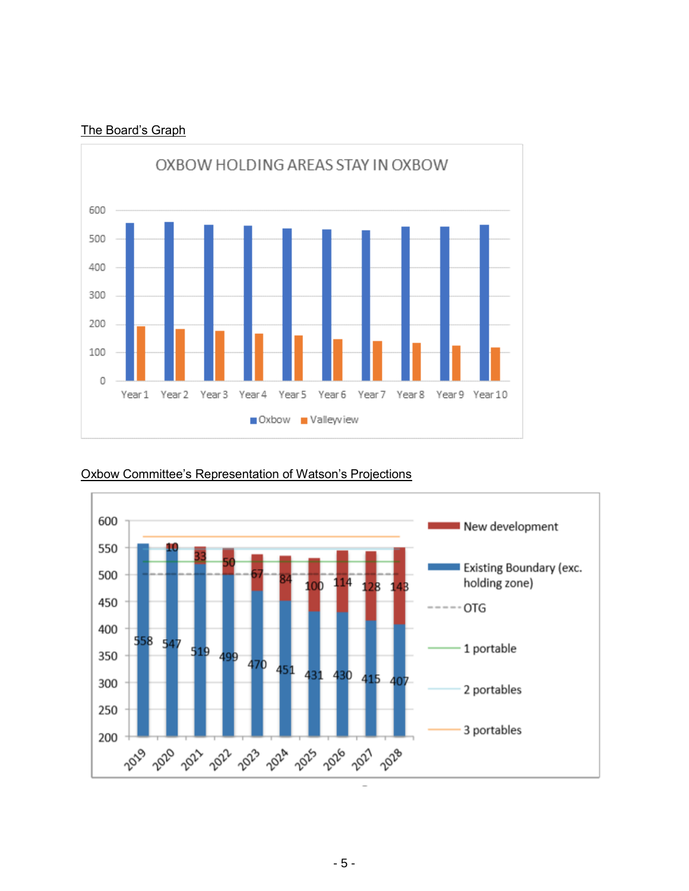The Board's Graph

OXBOW HOLDING AREAS STAY IN OXBOW

600
500
400
300
200
100
0

Year 1 Year 2 Year 3 Year 4 Year 5 Year 6 Year 7 Year 8 Year 9 Year 10

Oxbow Valleyview

Oxbow Committee's Representation of Watson's Projections

600
550
500
450
400
350
300
250
200

10 33 50 67 84 100 114 128 143

558 547 519 499 470 451 431 430 415 407

2019 2020 2021 2022 2023 2024 2025 2026 2027 2028

New development

Existing Boundary (exc. holding zone)

OTG

1 portable

2 portables

3 portables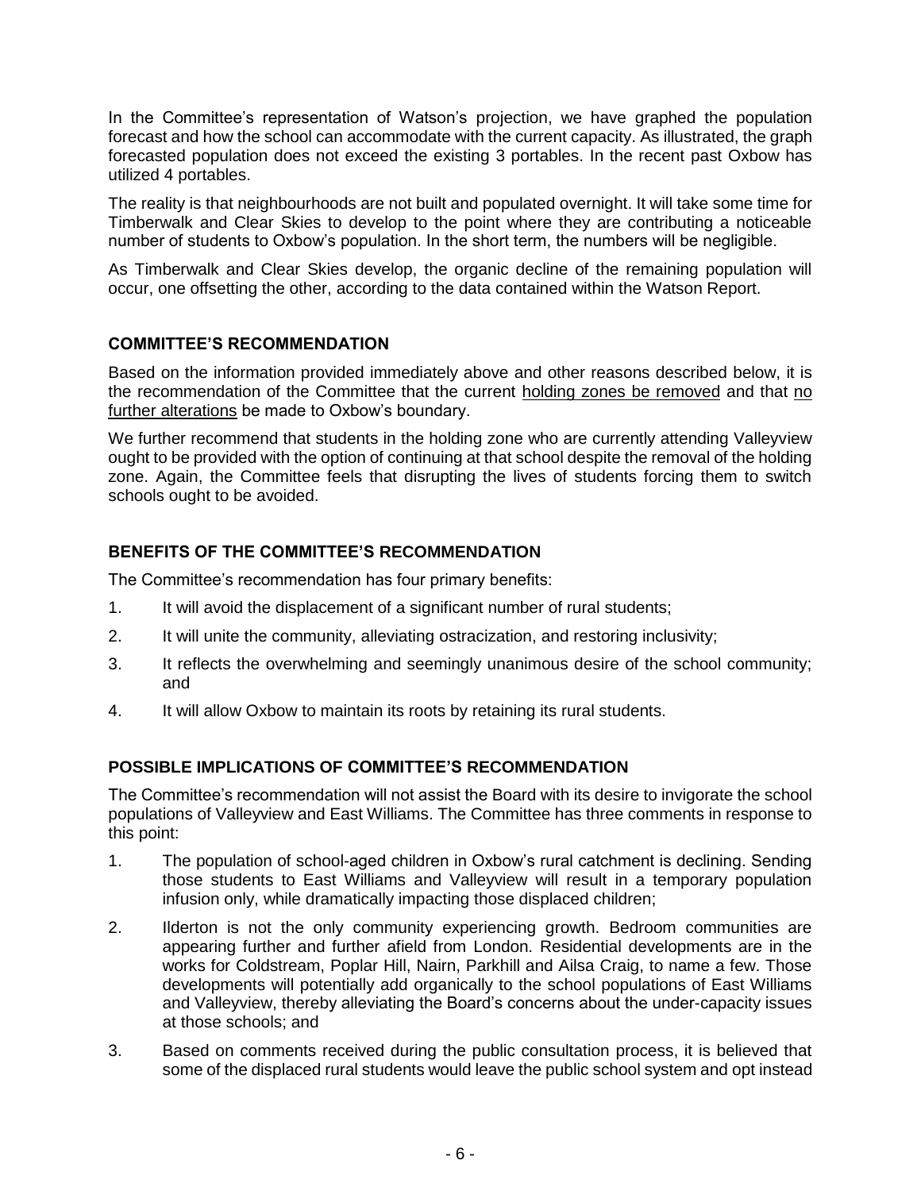In the Committee's representation of Watson's projection, we have graphed the population forecast and how the school can accommodate with the current capacity. As illustrated, the graph forecasted population does not exceed the existing 3 portables. In the recent past Oxbow has utilized 4 portables.

The reality is that neighbourhoods are not built and populated overnight. It will take some time for Timberwalk and Clear Skies to develop to the point where they are contributing a noticeable number of students to Oxbow's population. In the short term, the numbers will be negligible.

As Timberwalk and Clear Skies develop, the organic decline of the remaining population will occur, one offsetting the other, according to the data contained within the Watson Report.

### COMMITTEE'S RECOMMENDATION

Based on the information provided immediately above and other reasons described below, it is the recommendation of the Committee that the current <u>holding zones be removed</u> and that <u>no further alterations</u> be made to Oxbow's boundary.

We further recommend that students in the holding zone who are currently attending Valleyview ought to be provided with the option of continuing at that school despite the removal of the holding zone. Again, the Committee feels that disrupting the lives of students forcing them to switch schools ought to be avoided.

### BENEFITS OF THE COMMITTEE'S RECOMMENDATION

The Committee's recommendation has four primary benefits:

1. It will avoid the displacement of a significant number of rural students;
2. It will unite the community, alleviating ostracization, and restoring inclusivity;
3. It reflects the overwhelming and seemingly unanimous desire of the school community; and
4. It will allow Oxbow to maintain its roots by retaining its rural students.

### POSSIBLE IMPLICATIONS OF COMMITTEE'S RECOMMENDATION

The Committee's recommendation will not assist the Board with its desire to invigorate the school populations of Valleyview and East Williams. The Committee has three comments in response to this point:

1. The population of school-aged children in Oxbow's rural catchment is declining. Sending those students to East Williams and Valleyview will result in a temporary population infusion only, while dramatically impacting those displaced children;
2. Ilderton is not the only community experiencing growth. Bedroom communities are appearing further and further afield from London. Residential developments are in the works for Coldstream, Poplar Hill, Nairn, Parkhill and Ailsa Craig, to name a few. Those developments will potentially add organically to the school populations of East Williams and Valleyview, thereby alleviating the Board's concerns about the under-capacity issues at those schools; and
3. Based on comments received during the public consultation process, it is believed that some of the displaced rural students would leave the public school system and opt instead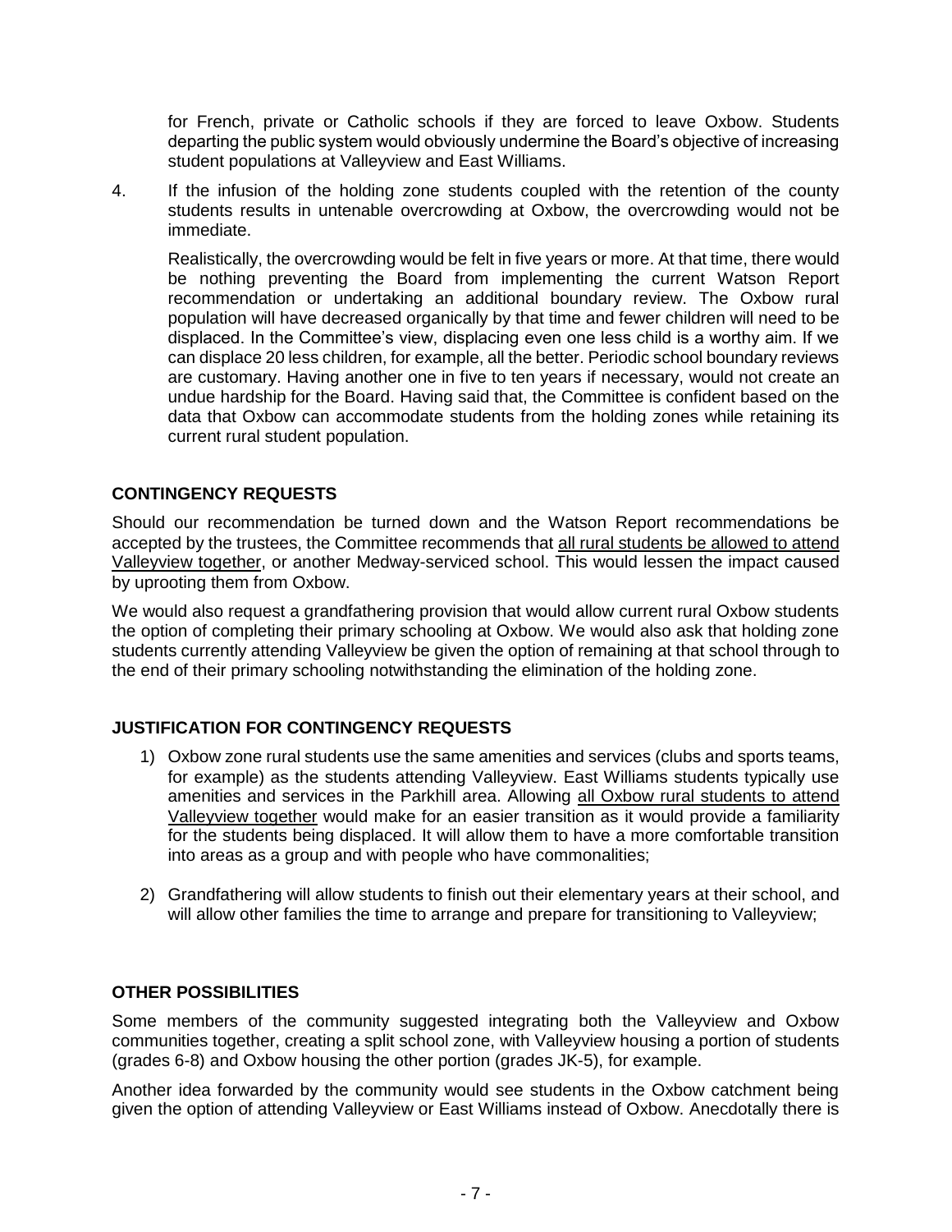for French, private or Catholic schools if they are forced to leave Oxbow. Students departing the public system would obviously undermine the Board's objective of increasing student populations at Valleyview and East Williams.

4. If the infusion of the holding zone students coupled with the retention of the county students results in untenable overcrowding at Oxbow, the overcrowding would not be immediate.

   Realistically, the overcrowding would be felt in five years or more. At that time, there would be nothing preventing the Board from implementing the current Watson Report recommendation or undertaking an additional boundary review. The Oxbow rural population will have decreased organically by that time and fewer children will need to be displaced. In the Committee's view, displacing even one less child is a worthy aim. If we can displace 20 less children, for example, all the better. Periodic school boundary reviews are customary. Having another one in five to ten years if necessary, would not create an undue hardship for the Board. Having said that, the Committee is confident based on the data that Oxbow can accommodate students from the holding zones while retaining its current rural student population.

### CONTINGENCY REQUESTS

Should our recommendation be turned down and the Watson Report recommendations be accepted by the trustees, the Committee recommends that <u>all rural students be allowed to attend Valleyview together</u>, or another Medway-serviced school. This would lessen the impact caused by uprooting them from Oxbow.

We would also request a grandfathering provision that would allow current rural Oxbow students the option of completing their primary schooling at Oxbow. We would also ask that holding zone students currently attending Valleyview be given the option of remaining at that school through to the end of their primary schooling notwithstanding the elimination of the holding zone.

### JUSTIFICATION FOR CONTINGENCY REQUESTS

1) Oxbow zone rural students use the same amenities and services (clubs and sports teams, for example) as the students attending Valleyview. East Williams students typically use amenities and services in the Parkhill area. Allowing <u>all Oxbow rural students to attend Valleyview together</u> would make for an easier transition as it would provide a familiarity for the students being displaced. It will allow them to have a more comfortable transition into areas as a group and with people who have commonalities;

2) Grandfathering will allow students to finish out their elementary years at their school, and will allow other families the time to arrange and prepare for transitioning to Valleyview;

### OTHER POSSIBILITIES

Some members of the community suggested integrating both the Valleyview and Oxbow communities together, creating a split school zone, with Valleyview housing a portion of students (grades 6-8) and Oxbow housing the other portion (grades JK-5), for example.

Another idea forwarded by the community would see students in the Oxbow catchment being given the option of attending Valleyview or East Williams instead of Oxbow. Anecdotally there is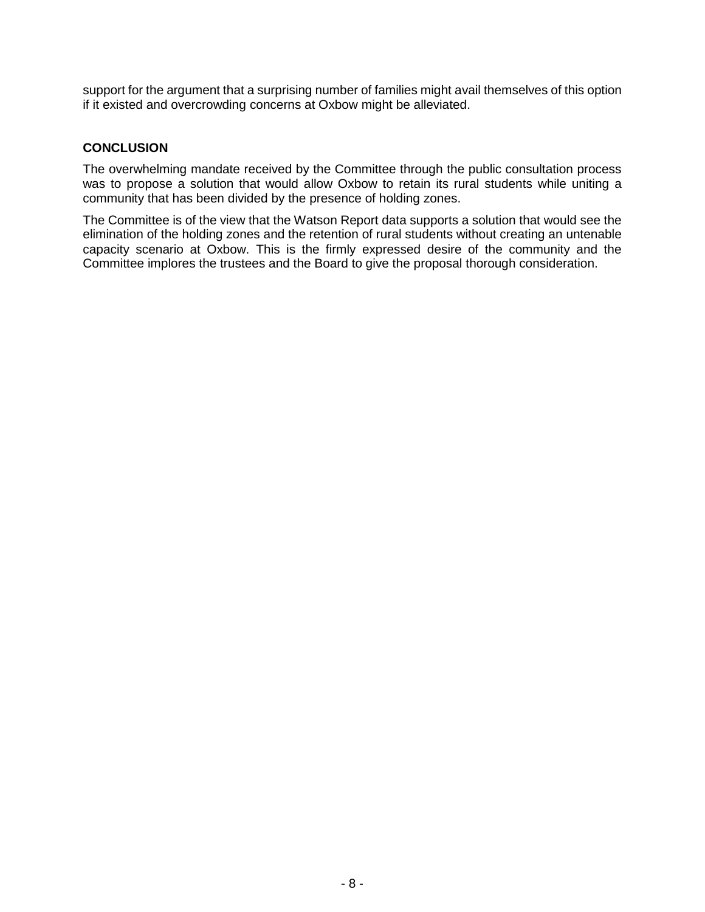support for the argument that a surprising number of families might avail themselves of this option if it existed and overcrowding concerns at Oxbow might be alleviated.

## CONCLUSION

The overwhelming mandate received by the Committee through the public consultation process was to propose a solution that would allow Oxbow to retain its rural students while uniting a community that has been divided by the presence of holding zones.

The Committee is of the view that the Watson Report data supports a solution that would see the elimination of the holding zones and the retention of rural students without creating an untenable capacity scenario at Oxbow. This is the firmly expressed desire of the community and the Committee implores the trustees and the Board to give the proposal thorough consideration.